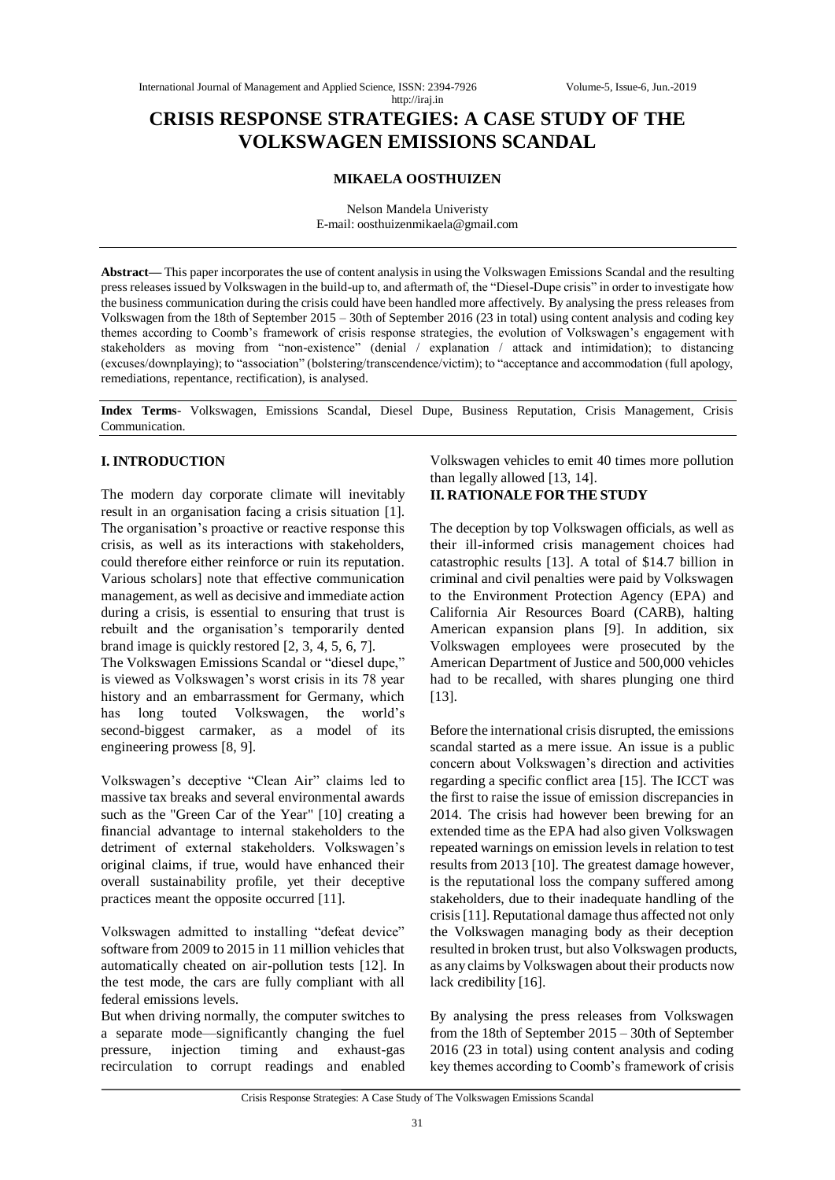# CRISIS RESPONSE STRATEGIES: A CASE STUDY OF THE VOLKSWAGEN EMISSIONS SCANDAL

**MIKAELA OOSTHUIZEN**

Nelson Mandela Univeristy
E-mail: oosthuizenmikaela@gmail.com

**Abstract—** This paper incorporates the use of content analysis in using the Volkswagen Emissions Scandal and the resulting press releases issued by Volkswagen in the build-up to, and aftermath of, the "Diesel-Dupe crisis" in order to investigate how the business communication during the crisis could have been handled more affectively. By analysing the press releases from Volkswagen from the 18th of September 2015 – 30th of September 2016 (23 in total) using content analysis and coding key themes according to Coomb's framework of crisis response strategies, the evolution of Volkswagen's engagement with stakeholders as moving from "non-existence" (denial / explanation / attack and intimidation); to distancing (excuses/downplaying); to "association" (bolstering/transcendence/victim); to "acceptance and accommodation (full apology, remediations, repentance, rectification), is analysed.

**Index Terms**- Volkswagen, Emissions Scandal, Diesel Dupe, Business Reputation, Crisis Management, Crisis Communication.

## I. INTRODUCTION

The modern day corporate climate will inevitably result in an organisation facing a crisis situation [1]. The organisation's proactive or reactive response this crisis, as well as its interactions with stakeholders, could therefore either reinforce or ruin its reputation. Various scholars] note that effective communication management, as well as decisive and immediate action during a crisis, is essential to ensuring that trust is rebuilt and the organisation's temporarily dented brand image is quickly restored [2, 3, 4, 5, 6, 7].

The Volkswagen Emissions Scandal or "diesel dupe," is viewed as Volkswagen's worst crisis in its 78 year history and an embarrassment for Germany, which has long touted Volkswagen, the world's second-biggest carmaker, as a model of its engineering prowess [8, 9].

Volkswagen's deceptive "Clean Air" claims led to massive tax breaks and several environmental awards such as the "Green Car of the Year" [10] creating a financial advantage to internal stakeholders to the detriment of external stakeholders. Volkswagen's original claims, if true, would have enhanced their overall sustainability profile, yet their deceptive practices meant the opposite occurred [11].

Volkswagen admitted to installing "defeat device" software from 2009 to 2015 in 11 million vehicles that automatically cheated on air-pollution tests [12]. In the test mode, the cars are fully compliant with all federal emissions levels.

But when driving normally, the computer switches to a separate mode—significantly changing the fuel pressure, injection timing and exhaust-gas recirculation to corrupt readings and enabled Volkswagen vehicles to emit 40 times more pollution than legally allowed [13, 14].

## II. RATIONALE FOR THE STUDY

The deception by top Volkswagen officials, as well as their ill-informed crisis management choices had catastrophic results [13]. A total of $14.7 billion in criminal and civil penalties were paid by Volkswagen to the Environment Protection Agency (EPA) and California Air Resources Board (CARB), halting American expansion plans [9]. In addition, six Volkswagen employees were prosecuted by the American Department of Justice and 500,000 vehicles had to be recalled, with shares plunging one third [13].

Before the international crisis disrupted, the emissions scandal started as a mere issue. An issue is a public concern about Volkswagen's direction and activities regarding a specific conflict area [15]. The ICCT was the first to raise the issue of emission discrepancies in 2014. The crisis had however been brewing for an extended time as the EPA had also given Volkswagen repeated warnings on emission levels in relation to test results from 2013 [10]. The greatest damage however, is the reputational loss the company suffered among stakeholders, due to their inadequate handling of the crisis [11]. Reputational damage thus affected not only the Volkswagen managing body as their deception resulted in broken trust, but also Volkswagen products, as any claims by Volkswagen about their products now lack credibility [16].

By analysing the press releases from Volkswagen from the 18th of September 2015 – 30th of September 2016 (23 in total) using content analysis and coding key themes according to Coomb's framework of crisis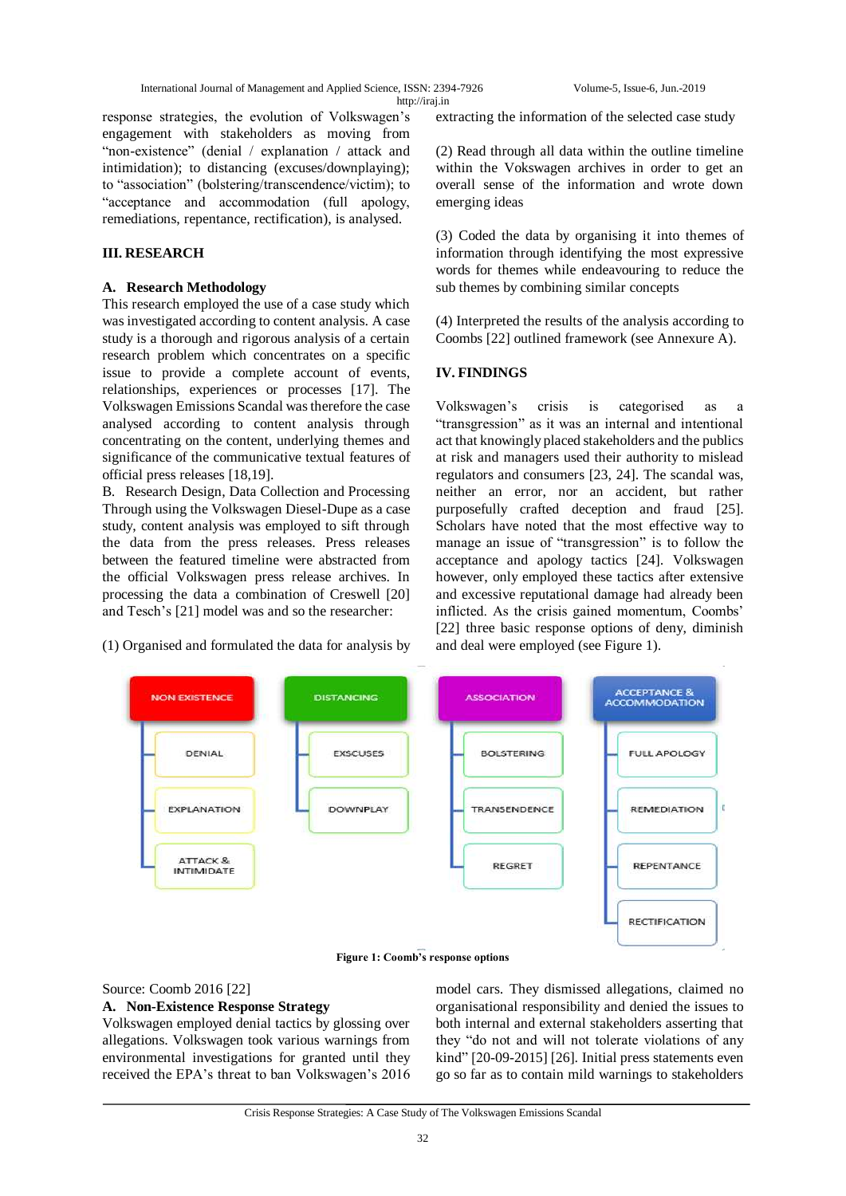response strategies, the evolution of Volkswagen's engagement with stakeholders as moving from "non-existence" (denial / explanation / attack and intimidation); to distancing (excuses/downplaying); to "association" (bolstering/transcendence/victim); to "acceptance and accommodation (full apology, remediations, repentance, rectification), is analysed.

## III. RESEARCH

### A. Research Methodology

This research employed the use of a case study which was investigated according to content analysis. A case study is a thorough and rigorous analysis of a certain research problem which concentrates on a specific issue to provide a complete account of events, relationships, experiences or processes [17]. The Volkswagen Emissions Scandal was therefore the case analysed according to content analysis through concentrating on the content, underlying themes and significance of the communicative textual features of official press releases [18,19].

### B. Research Design, Data Collection and Processing

Through using the Volkswagen Diesel-Dupe as a case study, content analysis was employed to sift through the data from the press releases. Press releases between the featured timeline were abstracted from the official Volkswagen press release archives. In processing the data a combination of Creswell [20] and Tesch's [21] model was and so the researcher:

(1) Organised and formulated the data for analysis by extracting the information of the selected case study

(2) Read through all data within the outline timeline within the Vokswagen archives in order to get an overall sense of the information and wrote down emerging ideas

(3) Coded the data by organising it into themes of information through identifying the most expressive words for themes while endeavouring to reduce the sub themes by combining similar concepts

(4) Interpreted the results of the analysis according to Coombs [22] outlined framework (see Annexure A).

## IV. FINDINGS

Volkswagen's crisis is categorised as a "transgression" as it was an internal and intentional act that knowingly placed stakeholders and the publics at risk and managers used their authority to mislead regulators and consumers [23, 24]. The scandal was, neither an error, nor an accident, but rather purposefully crafted deception and fraud [25]. Scholars have noted that the most effective way to manage an issue of "transgression" is to follow the acceptance and apology tactics [24]. Volkswagen however, only employed these tactics after extensive and excessive reputational damage had already been inflicted. As the crisis gained momentum, Coombs' [22] three basic response options of deny, diminish and deal were employed (see Figure 1).

| NON EXISTENCE | DISTANCING | ASSOCIATION | ACCEPTANCE & ACCOMMODATION |
|---|---|---|---|
| DENIAL | EXSCUSES | BOLSTERING | FULL APOLOGY |
| EXPLANATION | DOWNPLAY | TRANSENDENCE | REMEDIATION |
| ATTACK & INTIMIDATE | | REGRET | REPENTANCE |
| | | | RECTIFICATION |

**Figure 1: Coomb's response options**

Source: Coomb 2016 [22]

### A. Non-Existence Response Strategy

Volkswagen employed denial tactics by glossing over allegations. Volkswagen took various warnings from environmental investigations for granted until they received the EPA's threat to ban Volkswagen's 2016 model cars. They dismissed allegations, claimed no organisational responsibility and denied the issues to both internal and external stakeholders asserting that they "do not and will not tolerate violations of any kind" [20-09-2015] [26]. Initial press statements even go so far as to contain mild warnings to stakeholders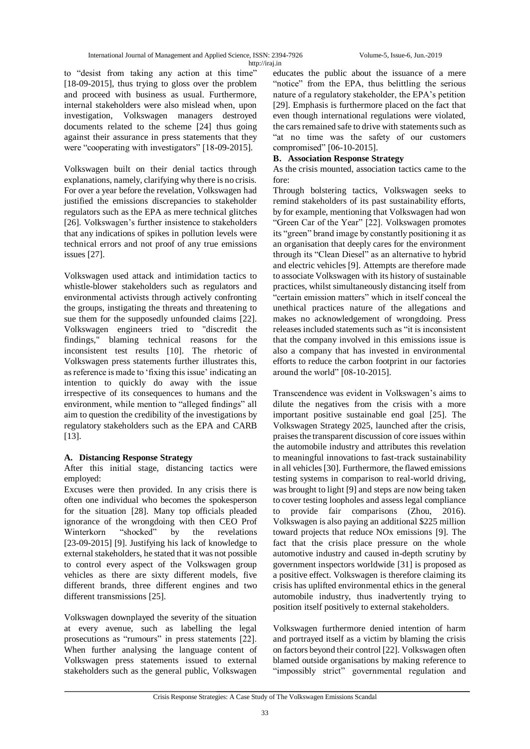to "desist from taking any action at this time" [18-09-2015], thus trying to gloss over the problem and proceed with business as usual. Furthermore, internal stakeholders were also mislead when, upon investigation, Volkswagen managers destroyed documents related to the scheme [24] thus going against their assurance in press statements that they were "cooperating with investigators" [18-09-2015].

Volkswagen built on their denial tactics through explanations, namely, clarifying why there is no crisis. For over a year before the revelation, Volkswagen had justified the emissions discrepancies to stakeholder regulators such as the EPA as mere technical glitches [26]. Volkswagen's further insistence to stakeholders that any indications of spikes in pollution levels were technical errors and not proof of any true emissions issues [27].

Volkswagen used attack and intimidation tactics to whistle-blower stakeholders such as regulators and environmental activists through actively confronting the groups, instigating the threats and threatening to sue them for the supposedly unfounded claims [22]. Volkswagen engineers tried to "discredit the findings," blaming technical reasons for the inconsistent test results [10]. The rhetoric of Volkswagen press statements further illustrates this, as reference is made to 'fixing this issue' indicating an intention to quickly do away with the issue irrespective of its consequences to humans and the environment, while mention to "alleged findings" all aim to question the credibility of the investigations by regulatory stakeholders such as the EPA and CARB [13].

### A. Distancing Response Strategy

After this initial stage, distancing tactics were employed:

Excuses were then provided. In any crisis there is often one individual who becomes the spokesperson for the situation [28]. Many top officials pleaded ignorance of the wrongdoing with then CEO Prof Winterkorn "shocked" by the revelations [23-09-2015] [9]. Justifying his lack of knowledge to external stakeholders, he stated that it was not possible to control every aspect of the Volkswagen group vehicles as there are sixty different models, five different brands, three different engines and two different transmissions [25].

Volkswagen downplayed the severity of the situation at every avenue, such as labelling the legal prosecutions as "rumours" in press statements [22]. When further analysing the language content of Volkswagen press statements issued to external stakeholders such as the general public, Volkswagen educates the public about the issuance of a mere "notice" from the EPA, thus belittling the serious nature of a regulatory stakeholder, the EPA's petition [29]. Emphasis is furthermore placed on the fact that even though international regulations were violated, the cars remained safe to drive with statements such as "at no time was the safety of our customers compromised" [06-10-2015].

### B. Association Response Strategy

As the crisis mounted, association tactics came to the fore:

Through bolstering tactics, Volkswagen seeks to remind stakeholders of its past sustainability efforts, by for example, mentioning that Volkswagen had won "Green Car of the Year" [22]. Volkswagen promotes its "green" brand image by constantly positioning it as an organisation that deeply cares for the environment through its "Clean Diesel" as an alternative to hybrid and electric vehicles [9]. Attempts are therefore made to associate Volkswagen with its history of sustainable practices, whilst simultaneously distancing itself from "certain emission matters" which in itself conceal the unethical practices nature of the allegations and makes no acknowledgement of wrongdoing. Press releases included statements such as "it is inconsistent that the company involved in this emissions issue is also a company that has invested in environmental efforts to reduce the carbon footprint in our factories around the world" [08-10-2015].

Transcendence was evident in Volkswagen's aims to dilute the negatives from the crisis with a more important positive sustainable end goal [25]. The Volkswagen Strategy 2025, launched after the crisis, praises the transparent discussion of core issues within the automobile industry and attributes this revelation to meaningful innovations to fast-track sustainability in all vehicles [30]. Furthermore, the flawed emissions testing systems in comparison to real-world driving, was brought to light [9] and steps are now being taken to cover testing loopholes and assess legal compliance to provide fair comparisons (Zhou, 2016). Volkswagen is also paying an additional $225 million toward projects that reduce $NO_x$ emissions [9]. The fact that the crisis place pressure on the whole automotive industry and caused in-depth scrutiny by government inspectors worldwide [31] is proposed as a positive effect. Volkswagen is therefore claiming its crisis has uplifted environmental ethics in the general automobile industry, thus inadvertently trying to position itself positively to external stakeholders.

Volkswagen furthermore denied intention of harm and portrayed itself as a victim by blaming the crisis on factors beyond their control [22]. Volkswagen often blamed outside organisations by making reference to "impossibly strict" governmental regulation and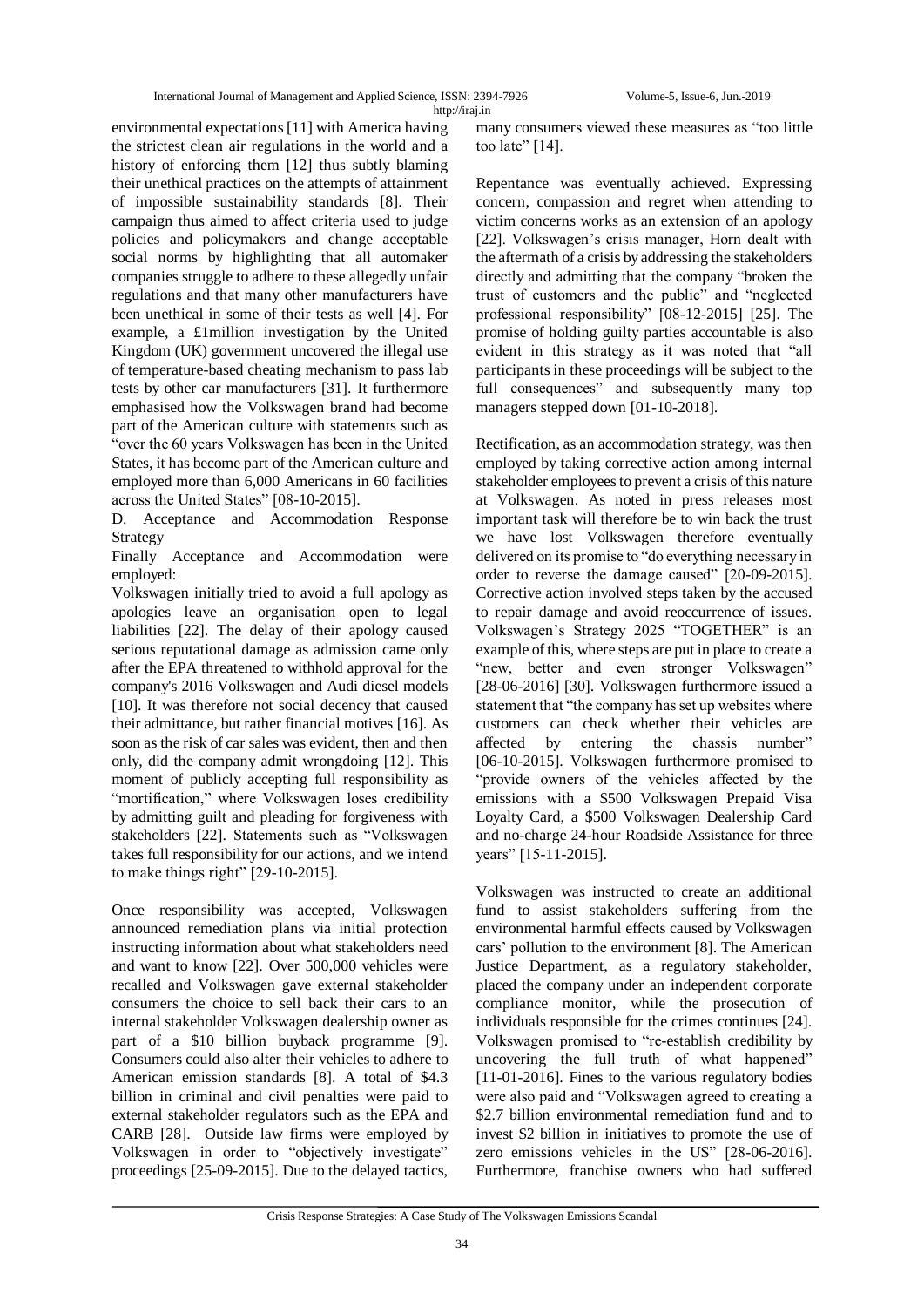environmental expectations [11] with America having the strictest clean air regulations in the world and a history of enforcing them [12] thus subtly blaming their unethical practices on the attempts of attainment of impossible sustainability standards [8]. Their campaign thus aimed to affect criteria used to judge policies and policymakers and change acceptable social norms by highlighting that all automaker companies struggle to adhere to these allegedly unfair regulations and that many other manufacturers have been unethical in some of their tests as well [4]. For example, a £1million investigation by the United Kingdom (UK) government uncovered the illegal use of temperature-based cheating mechanism to pass lab tests by other car manufacturers [31]. It furthermore emphasised how the Volkswagen brand had become part of the American culture with statements such as "over the 60 years Volkswagen has been in the United States, it has become part of the American culture and employed more than 6,000 Americans in 60 facilities across the United States" [08-10-2015].

D. Acceptance and Accommodation Response Strategy

Finally Acceptance and Accommodation were employed:

Volkswagen initially tried to avoid a full apology as apologies leave an organisation open to legal liabilities [22]. The delay of their apology caused serious reputational damage as admission came only after the EPA threatened to withhold approval for the company's 2016 Volkswagen and Audi diesel models [10]. It was therefore not social decency that caused their admittance, but rather financial motives [16]. As soon as the risk of car sales was evident, then and then only, did the company admit wrongdoing [12]. This moment of publicly accepting full responsibility as "mortification," where Volkswagen loses credibility by admitting guilt and pleading for forgiveness with stakeholders [22]. Statements such as "Volkswagen takes full responsibility for our actions, and we intend to make things right" [29-10-2015].

Once responsibility was accepted, Volkswagen announced remediation plans via initial protection instructing information about what stakeholders need and want to know [22]. Over 500,000 vehicles were recalled and Volkswagen gave external stakeholder consumers the choice to sell back their cars to an internal stakeholder Volkswagen dealership owner as part of a $10 billion buyback programme [9]. Consumers could also alter their vehicles to adhere to American emission standards [8]. A total of $4.3 billion in criminal and civil penalties were paid to external stakeholder regulators such as the EPA and CARB [28]. Outside law firms were employed by Volkswagen in order to "objectively investigate" proceedings [25-09-2015]. Due to the delayed tactics, many consumers viewed these measures as "too little too late" [14].

Repentance was eventually achieved. Expressing concern, compassion and regret when attending to victim concerns works as an extension of an apology [22]. Volkswagen's crisis manager, Horn dealt with the aftermath of a crisis by addressing the stakeholders directly and admitting that the company "broken the trust of customers and the public" and "neglected professional responsibility" [08-12-2015] [25]. The promise of holding guilty parties accountable is also evident in this strategy as it was noted that "all participants in these proceedings will be subject to the full consequences" and subsequently many top managers stepped down [01-10-2018].

Rectification, as an accommodation strategy, was then employed by taking corrective action among internal stakeholder employees to prevent a crisis of this nature at Volkswagen. As noted in press releases most important task will therefore be to win back the trust we have lost Volkswagen therefore eventually delivered on its promise to "do everything necessary in order to reverse the damage caused" [20-09-2015]. Corrective action involved steps taken by the accused to repair damage and avoid reoccurrence of issues. Volkswagen's Strategy 2025 "TOGETHER" is an example of this, where steps are put in place to create a "new, better and even stronger Volkswagen" [28-06-2016] [30]. Volkswagen furthermore issued a statement that "the company has set up websites where customers can check whether their vehicles are affected by entering the chassis number" [06-10-2015]. Volkswagen furthermore promised to "provide owners of the vehicles affected by the emissions with a $500 Volkswagen Prepaid Visa Loyalty Card, a $500 Volkswagen Dealership Card and no-charge 24-hour Roadside Assistance for three years" [15-11-2015].

Volkswagen was instructed to create an additional fund to assist stakeholders suffering from the environmental harmful effects caused by Volkswagen cars' pollution to the environment [8]. The American Justice Department, as a regulatory stakeholder, placed the company under an independent corporate compliance monitor, while the prosecution of individuals responsible for the crimes continues [24]. Volkswagen promised to "re-establish credibility by uncovering the full truth of what happened" [11-01-2016]. Fines to the various regulatory bodies were also paid and "Volkswagen agreed to creating a $2.7 billion environmental remediation fund and to invest $2 billion in initiatives to promote the use of zero emissions vehicles in the US" [28-06-2016]. Furthermore, franchise owners who had suffered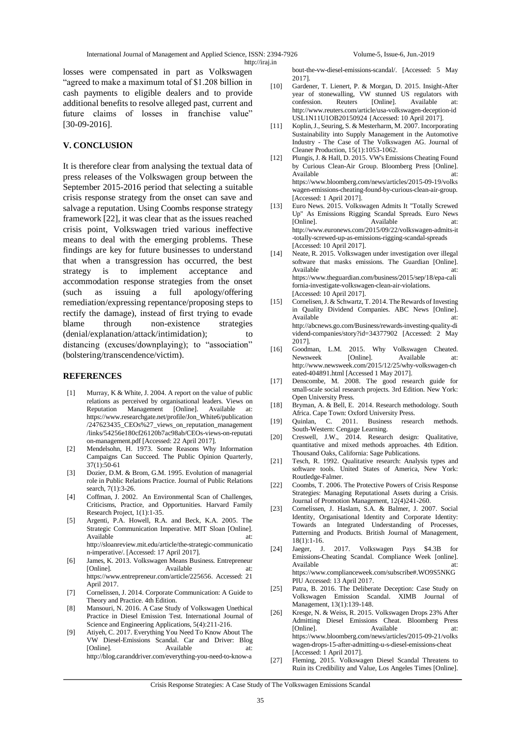losses were compensated in part as Volkswagen "agreed to make a maximum total of $1.208 billion in cash payments to eligible dealers and to provide additional benefits to resolve alleged past, current and future claims of losses in franchise value" [30-09-2016].

## V. CONCLUSION

It is therefore clear from analysing the textual data of press releases of the Volkswagen group between the September 2015-2016 period that selecting a suitable crisis response strategy from the onset can save and salvage a reputation. Using Coombs response strategy framework [22], it was clear that as the issues reached crisis point, Volkswagen tried various ineffective means to deal with the emerging problems. These findings are key for future businesses to understand that when a transgression has occurred, the best strategy is to implement acceptance and accommodation response strategies from the onset (such as issuing a full apology/offering remediation/expressing repentance/proposing steps to rectify the damage), instead of first trying to evade blame through non-existence strategies (denial/explanation/attack/intimidation); to distancing (excuses/downplaying); to "association" (bolstering/transcendence/victim).

## REFERENCES

[1] Murray, K & White, J. 2004. A report on the value of public relations as perceived by organisational leaders. Views on Reputation Management [Online]. Available at: https://www.researchgate.net/profile/Jon_White6/publication/247623435_CEOs%27_views_on_reputation_management/links/54256e180cf26120b7ac98ab/CEOs-views-on-reputation-management.pdf [Accessed: 22 April 2017].

[2] Mendelsohn, H. 1973. Some Reasons Why Information Campaigns Can Succeed. The Public Opinion Quarterly, 37(1):50-61

[3] Dozier, D.M. & Brom, G.M. 1995. Evolution of managerial role in Public Relations Practice. Journal of Public Relations search, 7(1):3-26.

[4] Coffman, J. 2002. An Environmental Scan of Challenges, Criticisms, Practice, and Opportunities. Harvard Family Research Project, 1(1):1-35.

[5] Argenti, P.A. Howell, R.A. and Beck, K.A. 2005. The Strategic Communication Imperative. MIT Sloan [Online]. Available at: http://sloanreview.mit.edu/article/the-strategic-communication-imperative/. [Accessed: 17 April 2017].

[6] James, K. 2013. Volkswagen Means Business. Entrepreneur [Online]. Available at: https://www.entrepreneur.com/article/225656. Accessed: 21 April 2017.

[7] Cornelissen, J. 2014. Corporate Communication: A Guide to Theory and Practice. 4th Edition.

[8] Mansouri, N. 2016. A Case Study of Volkswagen Unethical Practice in Diesel Emission Test. International Journal of Science and Engineering Applications, 5(4):211-216.

[9] Atiyeh, C. 2017. Everything You Need To Know About The VW Diesel-Emissions Scandal. Car and Driver: Blog [Online]. Available at: http://blog.caranddriver.com/everything-you-need-to-know-about-the-vw-diesel-emissions-scandal/. [Accessed: 5 May 2017].

[10] Gardener, T. Lienert, P. & Morgan, D. 2015. Insight-After year of stonewalling, VW stunned US regulators with confession. Reuters [Online]. Available at: http://www.reuters.com/article/usa-volkswagen-deception-idUSL1N11U1OB20150924 {Accessed: 10 April 2017].

[11] Koplin, J., Seuring, S. & Mesterharm, M. 2007. Incorporating Sustainability into Supply Management in the Automotive Industry - The Case of The Volkswagen AG. Journal of Cleaner Production, 15(1):1053-1062.

[12] Plungis, J. & Hall, D. 2015. VW's Emissions Cheating Found by Curious Clean-Air Group. Bloomberg Press [Online]. Available at: https://www.bloomberg.com/news/articles/2015-09-19/volkswagen-emissions-cheating-found-by-curious-clean-air-group. [Accessed: 1 April 2017].

[13] Euro News. 2015. Volkswagen Admits It "Totally Screwed Up" As Emissions Rigging Scandal Spreads. Euro News [Online]. Available at: http://www.euronews.com/2015/09/22/volkswagen-admits-it-totally-screwed-up-as-emissions-rigging-scandal-spreads [Accessed: 10 April 2017].

[14] Neate, R. 2015. Volkswagen under investigation over illegal software that masks emissions. The Guardian [Online]. Available at: https://www.theguardian.com/business/2015/sep/18/epa-california-investigate-volkswagen-clean-air-violations. [Accessed: 10 April 2017].

[15] Cornelisen, J. & Schwartz, T. 2014. The Rewards of Investing in Quality Dividend Companies. ABC News [Online]. Available at: http://abcnews.go.com/Business/rewards-investing-quality-dividend-companies/story?id=34377902 [Accessed: 2 May 2017].

[16] Goodman, L.M. 2015. Why Volkswagen Cheated. Newsweek [Online]. Available at: http://www.newsweek.com/2015/12/25/why-volkswagen-cheated-404891.html [Accessed 1 May 2017].

[17] Denscombe, M. 2008. The good research guide for small-scale social research projects. 3rd Edition. New York: Open University Press.

[18] Bryman, A. & Bell, E. 2014. Research methodology. South Africa. Cape Town: Oxford University Press.

[19] Quinlan, C. 2011. Business research methods. South-Western: Cengage Learning.

[20] Creswell, J.W., 2014. Research design: Qualitative, quantitative and mixed methods approaches. 4th Edition. Thousand Oaks, California: Sage Publications.

[21] Tesch, R. 1992. Qualitative research: Analysis types and software tools. United States of America, New York: Routledge-Falmer.

[22] Coombs, T. 2006. The Protective Powers of Crisis Response Strategies: Managing Reputational Assets during a Crisis. Journal of Promotion Management, 12(4)241-260.

[23] Cornelissen, J. Haslam, S.A. & Balmer, J. 2007. Social Identity, Organisational Identity and Corporate Identity: Towards an Integrated Understanding of Processes, Patterning and Products. British Journal of Management, 18(1):1-16.

[24] Jaeger, J. 2017. Volkswagen Pays $4.3B for Emissions-Cheating Scandal. Compliance Week [online]. Available at: https://www.complianceweek.com/subscribe#.WO9S5NKGPIU Accessed: 13 April 2017.

[25] Patra, B. 2016. The Deliberate Deception: Case Study on Volkswagen Emission Scandal. XIMB Journal of Management, 13(1):139-148.

[26] Kresge, N. & Weiss, R. 2015. Volkswagen Drops 23% After Admitting Diesel Emissions Cheat. Bloomberg Press [Online]. Available at: https://www.bloomberg.com/news/articles/2015-09-21/volkswagen-drops-15-after-admitting-u-s-diesel-emissions-cheat [Accessed: 1 April 2017].

[27] Fleming, 2015. Volkswagen Diesel Scandal Threatens to Ruin its Credibility and Value, Los Angeles Times [Online].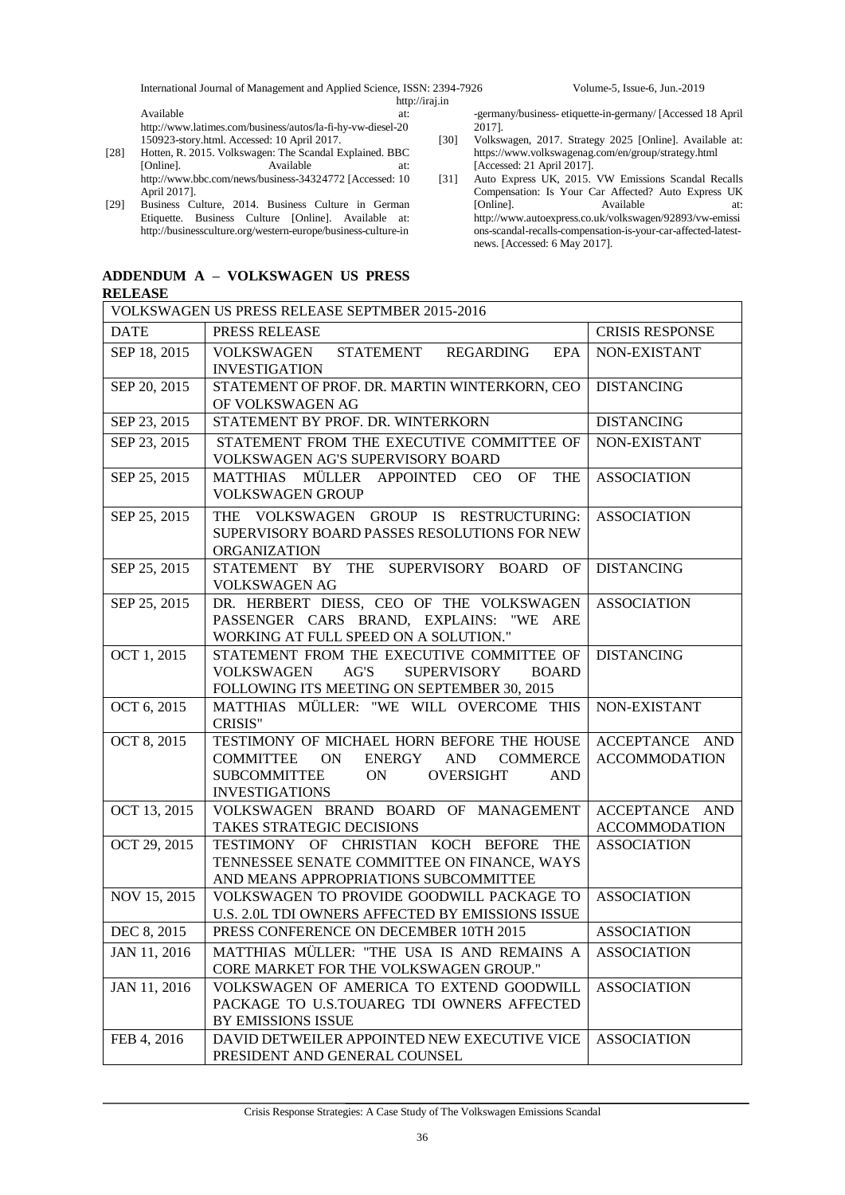Available at: http://www.latimes.com/business/autos/la-fi-hy-vw-diesel-20150923-story.html. Accessed: 10 April 2017.

[28] Hotten, R. 2015. Volkswagen: The Scandal Explained. BBC [Online]. Available at: http://www.bbc.com/news/business-34324772 [Accessed: 10 April 2017].

[29] Business Culture, 2014. Business Culture in German Etiquette. Business Culture [Online]. Available at: http://businessculture.org/western-europe/business-culture-in-germany/business- etiquette-in-germany/ [Accessed 18 April 2017].

[30] Volkswagen, 2017. Strategy 2025 [Online]. Available at: https://www.volkswagenag.com/en/group/strategy.html [Accessed: 21 April 2017].

[31] Auto Express UK, 2015. VW Emissions Scandal Recalls Compensation: Is Your Car Affected? Auto Express UK [Online]. Available at: http://www.autoexpress.co.uk/volkswagen/92893/vw-emissions-scandal-recalls-compensation-is-your-car-affected-latest-news. [Accessed: 6 May 2017].

## ADDENDUM A – VOLKSWAGEN US PRESS RELEASE

| VOLKSWAGEN US PRESS RELEASE SEPTMBER 2015-2016 | | |
|---|---|---|
| DATE | PRESS RELEASE | CRISIS RESPONSE |
| SEP 18, 2015 | VOLKSWAGEN STATEMENT REGARDING EPA INVESTIGATION | NON-EXISTANT |
| SEP 20, 2015 | STATEMENT OF PROF. DR. MARTIN WINTERKORN, CEO OF VOLKSWAGEN AG | DISTANCING |
| SEP 23, 2015 | STATEMENT BY PROF. DR. WINTERKORN | DISTANCING |
| SEP 23, 2015 | STATEMENT FROM THE EXECUTIVE COMMITTEE OF VOLKSWAGEN AG'S SUPERVISORY BOARD | NON-EXISTANT |
| SEP 25, 2015 | MATTHIAS MÜLLER APPOINTED CEO OF THE VOLKSWAGEN GROUP | ASSOCIATION |
| SEP 25, 2015 | THE VOLKSWAGEN GROUP IS RESTRUCTURING: SUPERVISORY BOARD PASSES RESOLUTIONS FOR NEW ORGANIZATION | ASSOCIATION |
| SEP 25, 2015 | STATEMENT BY THE SUPERVISORY BOARD OF VOLKSWAGEN AG | DISTANCING |
| SEP 25, 2015 | DR. HERBERT DIESS, CEO OF THE VOLKSWAGEN PASSENGER CARS BRAND, EXPLAINS: "WE ARE WORKING AT FULL SPEED ON A SOLUTION." | ASSOCIATION |
| OCT 1, 2015 | STATEMENT FROM THE EXECUTIVE COMMITTEE OF VOLKSWAGEN AG'S SUPERVISORY BOARD FOLLOWING ITS MEETING ON SEPTEMBER 30, 2015 | DISTANCING |
| OCT 6, 2015 | MATTHIAS MÜLLER: "WE WILL OVERCOME THIS CRISIS" | NON-EXISTANT |
| OCT 8, 2015 | TESTIMONY OF MICHAEL HORN BEFORE THE HOUSE COMMITTEE ON ENERGY AND COMMERCE SUBCOMMITTEE ON OVERSIGHT AND INVESTIGATIONS | ACCEPTANCE AND ACCOMMODATION |
| OCT 13, 2015 | VOLKSWAGEN BRAND BOARD OF MANAGEMENT TAKES STRATEGIC DECISIONS | ACCEPTANCE AND ACCOMMODATION |
| OCT 29, 2015 | TESTIMONY OF CHRISTIAN KOCH BEFORE THE TENNESSEE SENATE COMMITTEE ON FINANCE, WAYS AND MEANS APPROPRIATIONS SUBCOMMITTEE | ASSOCIATION |
| NOV 15, 2015 | VOLKSWAGEN TO PROVIDE GOODWILL PACKAGE TO U.S. 2.0L TDI OWNERS AFFECTED BY EMISSIONS ISSUE | ASSOCIATION |
| DEC 8, 2015 | PRESS CONFERENCE ON DECEMBER 10TH 2015 | ASSOCIATION |
| JAN 11, 2016 | MATTHIAS MÜLLER: "THE USA IS AND REMAINS A CORE MARKET FOR THE VOLKSWAGEN GROUP." | ASSOCIATION |
| JAN 11, 2016 | VOLKSWAGEN OF AMERICA TO EXTEND GOODWILL PACKAGE TO U.S.TOUAREG TDI OWNERS AFFECTED BY EMISSIONS ISSUE | ASSOCIATION |
| FEB 4, 2016 | DAVID DETWEILER APPOINTED NEW EXECUTIVE VICE PRESIDENT AND GENERAL COUNSEL | ASSOCIATION |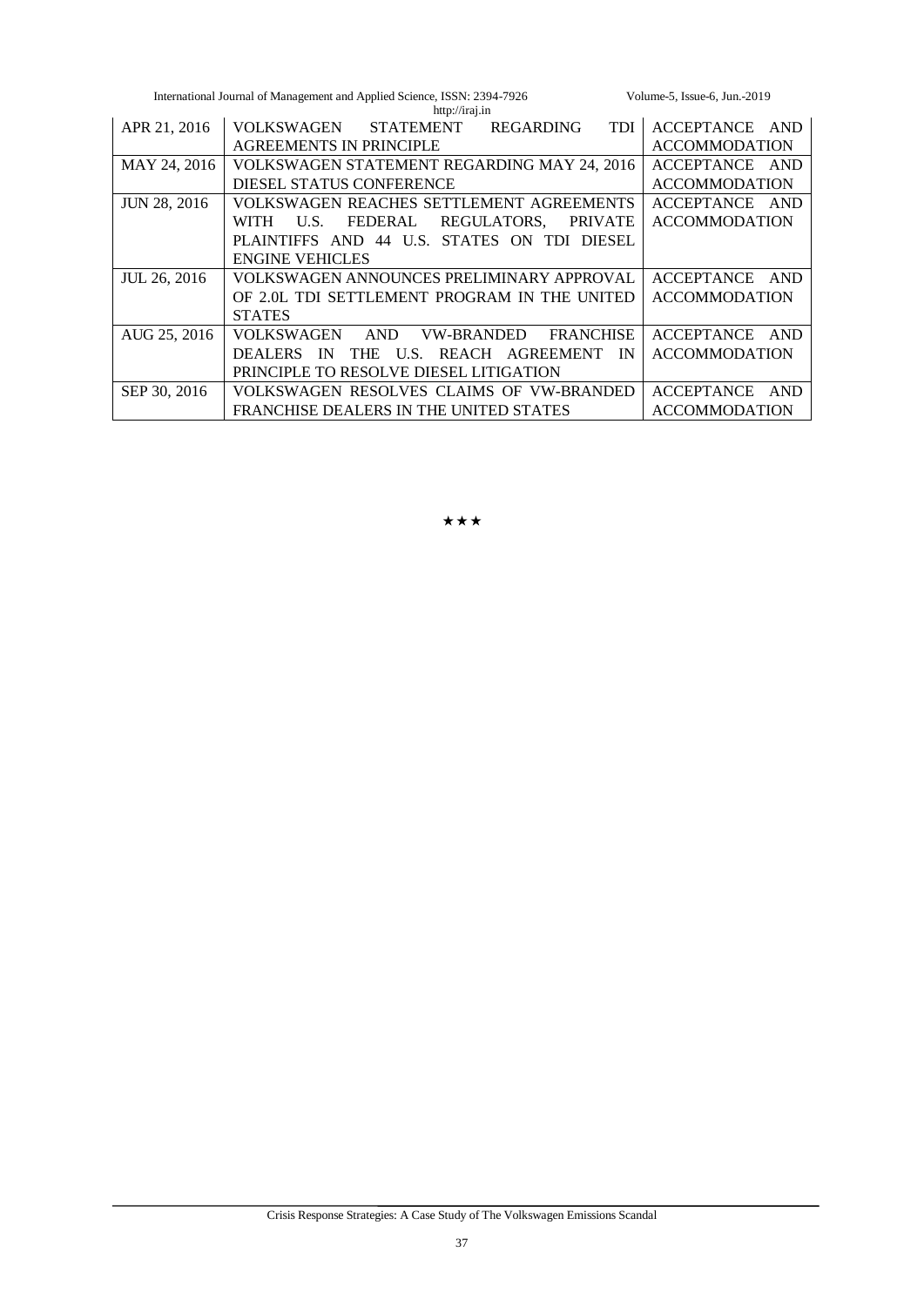| | | |
|---|---|---|
| APR 21, 2016 | VOLKSWAGEN STATEMENT REGARDING TDI AGREEMENTS IN PRINCIPLE | ACCEPTANCE AND ACCOMMODATION |
| MAY 24, 2016 | VOLKSWAGEN STATEMENT REGARDING MAY 24, 2016 DIESEL STATUS CONFERENCE | ACCEPTANCE AND ACCOMMODATION |
| JUN 28, 2016 | VOLKSWAGEN REACHES SETTLEMENT AGREEMENTS WITH U.S. FEDERAL REGULATORS, PRIVATE PLAINTIFFS AND 44 U.S. STATES ON TDI DIESEL ENGINE VEHICLES | ACCEPTANCE AND ACCOMMODATION |
| JUL 26, 2016 | VOLKSWAGEN ANNOUNCES PRELIMINARY APPROVAL OF 2.0L TDI SETTLEMENT PROGRAM IN THE UNITED STATES | ACCEPTANCE AND ACCOMMODATION |
| AUG 25, 2016 | VOLKSWAGEN AND VW-BRANDED FRANCHISE DEALERS IN THE U.S. REACH AGREEMENT IN PRINCIPLE TO RESOLVE DIESEL LITIGATION | ACCEPTANCE AND ACCOMMODATION |
| SEP 30, 2016 | VOLKSWAGEN RESOLVES CLAIMS OF VW-BRANDED FRANCHISE DEALERS IN THE UNITED STATES | ACCEPTANCE AND ACCOMMODATION |

★★★